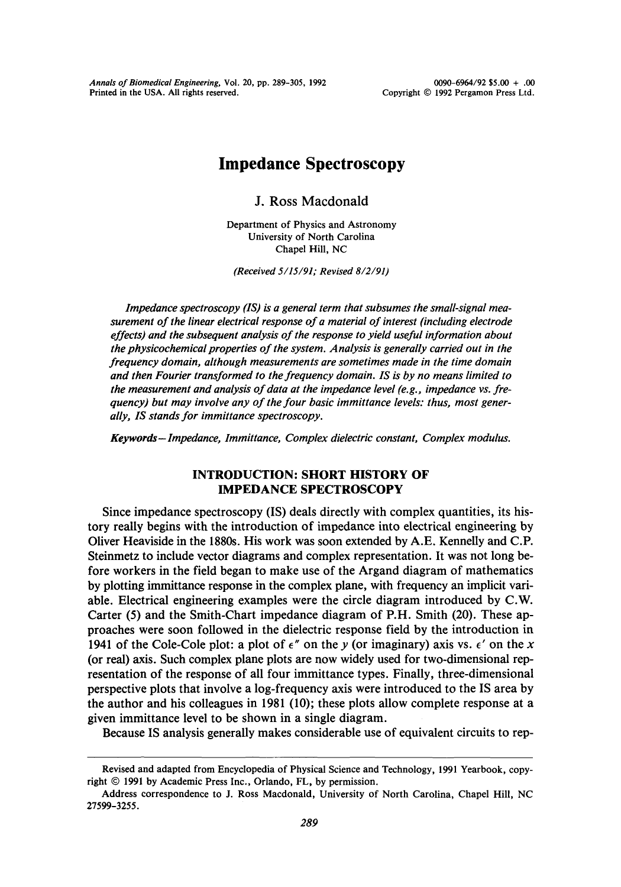# Impedance Spectroscopy

J. Ross Macdonald

Department of Physics and Astronomy
University of North Carolina
Chapel Hill, NC

*(Received 5/15/91; Revised 8/2/91)*

*Impedance spectroscopy (IS) is a general term that subsumes the small-signal measurement of the linear electrical response of a material of interest (including electrode effects) and the subsequent analysis of the response to yield useful information about the physicochemical properties of the system. Analysis is generally carried out in the frequency domain, although measurements are sometimes made in the time domain and then Fourier transformed to the frequency domain. IS is by no means limited to the measurement and analysis of data at the impedance level (e.g., impedance vs. frequency) but may involve any of the four basic immittance levels: thus, most generally, IS stands for immittance spectroscopy.*

***Keywords***—*Impedance, Immittance, Complex dielectric constant, Complex modulus.*

## INTRODUCTION: SHORT HISTORY OF IMPEDANCE SPECTROSCOPY

Since impedance spectroscopy (IS) deals directly with complex quantities, its history really begins with the introduction of impedance into electrical engineering by Oliver Heaviside in the 1880s. His work was soon extended by A.E. Kennelly and C.P. Steinmetz to include vector diagrams and complex representation. It was not long before workers in the field began to make use of the Argand diagram of mathematics by plotting immittance response in the complex plane, with frequency an implicit variable. Electrical engineering examples were the circle diagram introduced by C.W. Carter (5) and the Smith-Chart impedance diagram of P.H. Smith (20). These approaches were soon followed in the dielectric response field by the introduction in 1941 of the Cole-Cole plot: a plot of $\epsilon''$ on the $y$ (or imaginary) axis vs. $\epsilon'$ on the $x$ (or real) axis. Such complex plane plots are now widely used for two-dimensional representation of the response of all four immittance types. Finally, three-dimensional perspective plots that involve a log-frequency axis were introduced to the IS area by the author and his colleagues in 1981 (10); these plots allow complete response at a given immittance level to be shown in a single diagram.

Because IS analysis generally makes considerable use of equivalent circuits to rep-

---

Revised and adapted from Encyclopedia of Physical Science and Technology, 1991 Yearbook, copyright © 1991 by Academic Press Inc., Orlando, FL, by permission.

Address correspondence to J. Ross Macdonald, University of North Carolina, Chapel Hill, NC 27599-3255.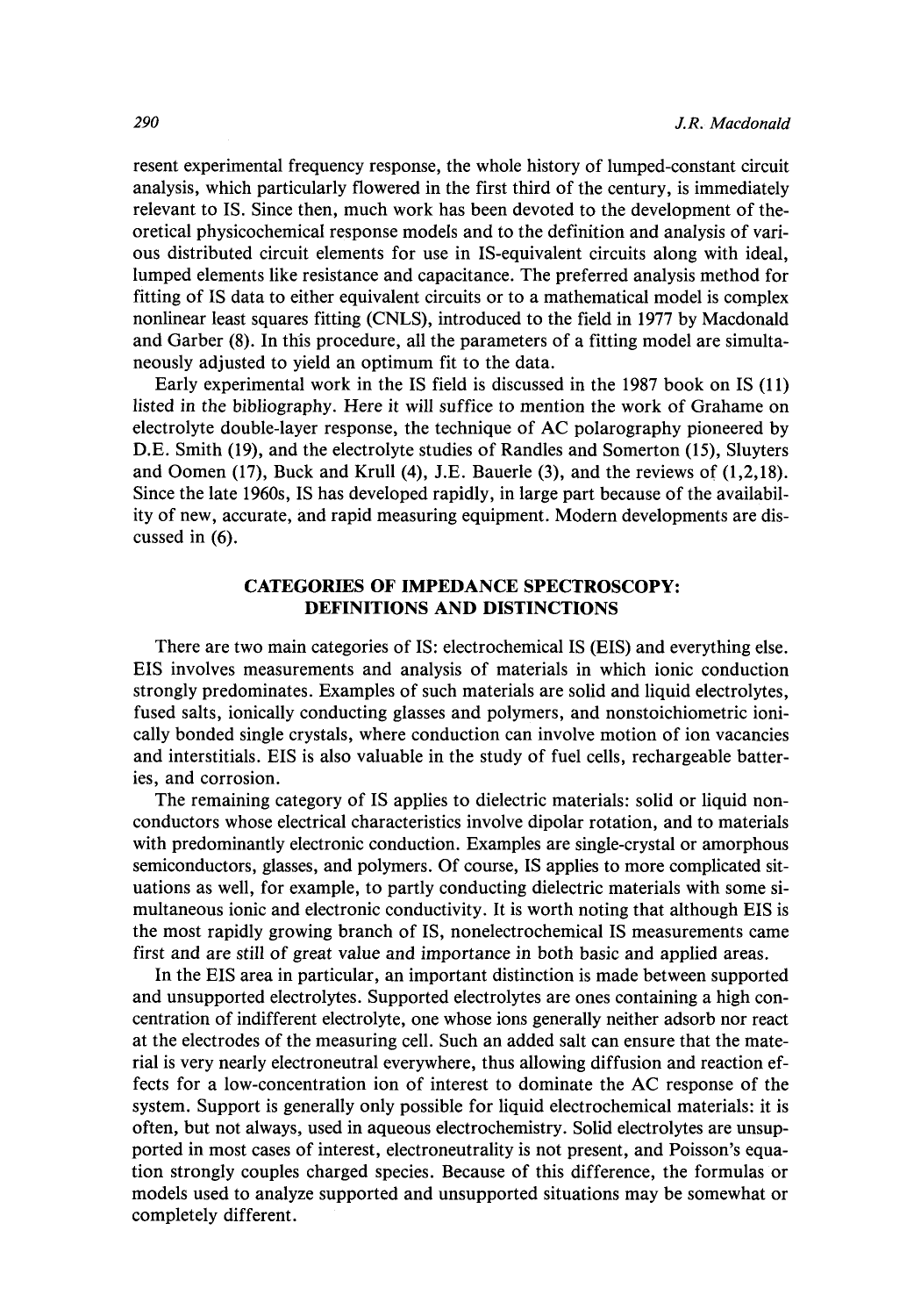resent experimental frequency response, the whole history of lumped-constant circuit analysis, which particularly flowered in the first third of the century, is immediately relevant to IS. Since then, much work has been devoted to the development of theoretical physicochemical response models and to the definition and analysis of various distributed circuit elements for use in IS-equivalent circuits along with ideal, lumped elements like resistance and capacitance. The preferred analysis method for fitting of IS data to either equivalent circuits or to a mathematical model is complex nonlinear least squares fitting (CNLS), introduced to the field in 1977 by Macdonald and Garber (8). In this procedure, all the parameters of a fitting model are simultaneously adjusted to yield an optimum fit to the data.

Early experimental work in the IS field is discussed in the 1987 book on IS (11) listed in the bibliography. Here it will suffice to mention the work of Grahame on electrolyte double-layer response, the technique of AC polarography pioneered by D.E. Smith (19), and the electrolyte studies of Randles and Somerton (15), Sluyters and Oomen (17), Buck and Krull (4), J.E. Bauerle (3), and the reviews of (1,2,18). Since the late 1960s, IS has developed rapidly, in large part because of the availability of new, accurate, and rapid measuring equipment. Modern developments are discussed in (6).

## CATEGORIES OF IMPEDANCE SPECTROSCOPY: DEFINITIONS AND DISTINCTIONS

There are two main categories of IS: electrochemical IS (EIS) and everything else. EIS involves measurements and analysis of materials in which ionic conduction strongly predominates. Examples of such materials are solid and liquid electrolytes, fused salts, ionically conducting glasses and polymers, and nonstoichiometric ionically bonded single crystals, where conduction can involve motion of ion vacancies and interstitials. EIS is also valuable in the study of fuel cells, rechargeable batteries, and corrosion.

The remaining category of IS applies to dielectric materials: solid or liquid nonconductors whose electrical characteristics involve dipolar rotation, and to materials with predominantly electronic conduction. Examples are single-crystal or amorphous semiconductors, glasses, and polymers. Of course, IS applies to more complicated situations as well, for example, to partly conducting dielectric materials with some simultaneous ionic and electronic conductivity. It is worth noting that although EIS is the most rapidly growing branch of IS, nonelectrochemical IS measurements came first and are still of great value and importance in both basic and applied areas.

In the EIS area in particular, an important distinction is made between supported and unsupported electrolytes. Supported electrolytes are ones containing a high concentration of indifferent electrolyte, one whose ions generally neither adsorb nor react at the electrodes of the measuring cell. Such an added salt can ensure that the material is very nearly electroneutral everywhere, thus allowing diffusion and reaction effects for a low-concentration ion of interest to dominate the AC response of the system. Support is generally only possible for liquid electrochemical materials: it is often, but not always, used in aqueous electrochemistry. Solid electrolytes are unsupported in most cases of interest, electroneutrality is not present, and Poisson's equation strongly couples charged species. Because of this difference, the formulas or models used to analyze supported and unsupported situations may be somewhat or completely different.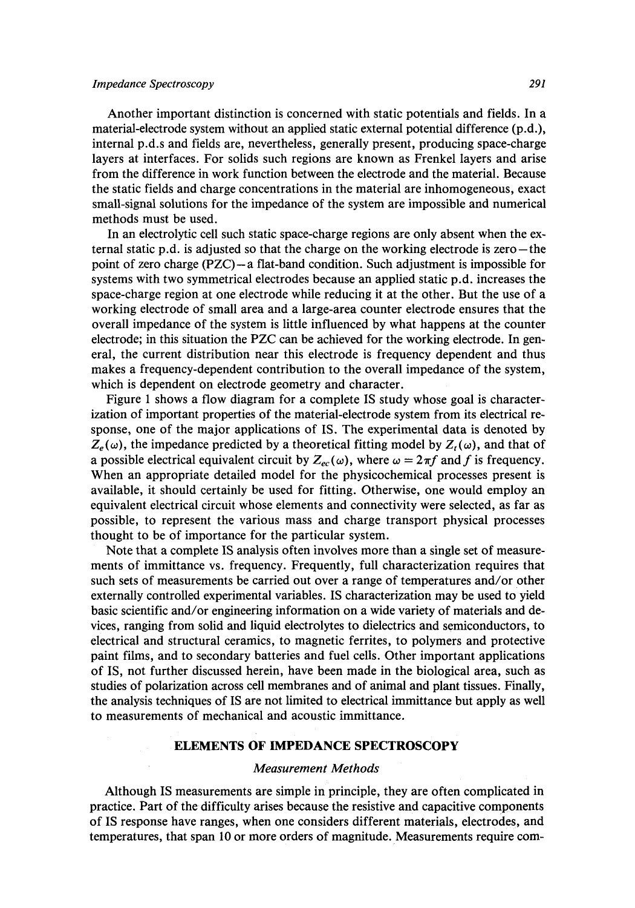Another important distinction is concerned with static potentials and fields. In a material-electrode system without an applied static external potential difference (p.d.), internal p.d.s and fields are, nevertheless, generally present, producing space-charge layers at interfaces. For solids such regions are known as Frenkel layers and arise from the difference in work function between the electrode and the material. Because the static fields and charge concentrations in the material are inhomogeneous, exact small-signal solutions for the impedance of the system are impossible and numerical methods must be used.

In an electrolytic cell such static space-charge regions are only absent when the external static p.d. is adjusted so that the charge on the working electrode is zero—the point of zero charge (PZC)—a flat-band condition. Such adjustment is impossible for systems with two symmetrical electrodes because an applied static p.d. increases the space-charge region at one electrode while reducing it at the other. But the use of a working electrode of small area and a large-area counter electrode ensures that the overall impedance of the system is little influenced by what happens at the counter electrode; in this situation the PZC can be achieved for the working electrode. In general, the current distribution near this electrode is frequency dependent and thus makes a frequency-dependent contribution to the overall impedance of the system, which is dependent on electrode geometry and character.

Figure 1 shows a flow diagram for a complete IS study whose goal is characterization of important properties of the material-electrode system from its electrical response, one of the major applications of IS. The experimental data is denoted by $Z_e(\omega)$, the impedance predicted by a theoretical fitting model by $Z_t(\omega)$, and that of a possible electrical equivalent circuit by $Z_{ec}(\omega)$, where $\omega = 2\pi f$ and $f$ is frequency. When an appropriate detailed model for the physicochemical processes present is available, it should certainly be used for fitting. Otherwise, one would employ an equivalent electrical circuit whose elements and connectivity were selected, as far as possible, to represent the various mass and charge transport physical processes thought to be of importance for the particular system.

Note that a complete IS analysis often involves more than a single set of measurements of immittance vs. frequency. Frequently, full characterization requires that such sets of measurements be carried out over a range of temperatures and/or other externally controlled experimental variables. IS characterization may be used to yield basic scientific and/or engineering information on a wide variety of materials and devices, ranging from solid and liquid electrolytes to dielectrics and semiconductors, to electrical and structural ceramics, to magnetic ferrites, to polymers and protective paint films, and to secondary batteries and fuel cells. Other important applications of IS, not further discussed herein, have been made in the biological area, such as studies of polarization across cell membranes and of animal and plant tissues. Finally, the analysis techniques of IS are not limited to electrical immittance but apply as well to measurements of mechanical and acoustic immittance.

## ELEMENTS OF IMPEDANCE SPECTROSCOPY

### *Measurement Methods*

Although IS measurements are simple in principle, they are often complicated in practice. Part of the difficulty arises because the resistive and capacitive components of IS response have ranges, when one considers different materials, electrodes, and temperatures, that span 10 or more orders of magnitude. Measurements require com-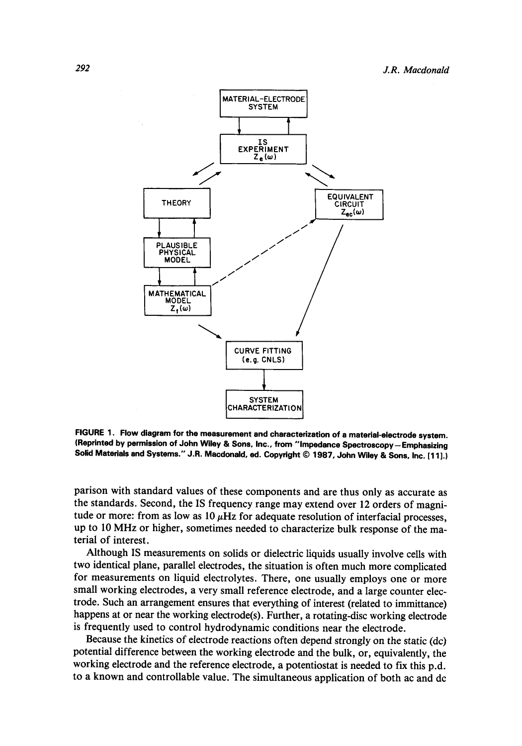FIGURE 1. Flow diagram for the measurement and characterization of a material-electrode system. (Reprinted by permission of John Wiley & Sons, Inc., from "Impedance Spectroscopy—Emphasizing Solid Materials and Systems." J.R. Macdonald, ed. Copyright © 1987, John Wiley & Sons, Inc. [11].)

parison with standard values of these components and are thus only as accurate as the standards. Second, the IS frequency range may extend over 12 orders of magnitude or more: from as low as 10 $\mu$Hz for adequate resolution of interfacial processes, up to 10 MHz or higher, sometimes needed to characterize bulk response of the material of interest.

Although IS measurements on solids or dielectric liquids usually involve cells with two identical plane, parallel electrodes, the situation is often much more complicated for measurements on liquid electrolytes. There, one usually employs one or more small working electrodes, a very small reference electrode, and a large counter electrode. Such an arrangement ensures that everything of interest (related to immittance) happens at or near the working electrode(s). Further, a rotating-disc working electrode is frequently used to control hydrodynamic conditions near the electrode.

Because the kinetics of electrode reactions often depend strongly on the static (dc) potential difference between the working electrode and the bulk, or, equivalently, the working electrode and the reference electrode, a potentiostat is needed to fix this p.d. to a known and controllable value. The simultaneous application of both ac and dc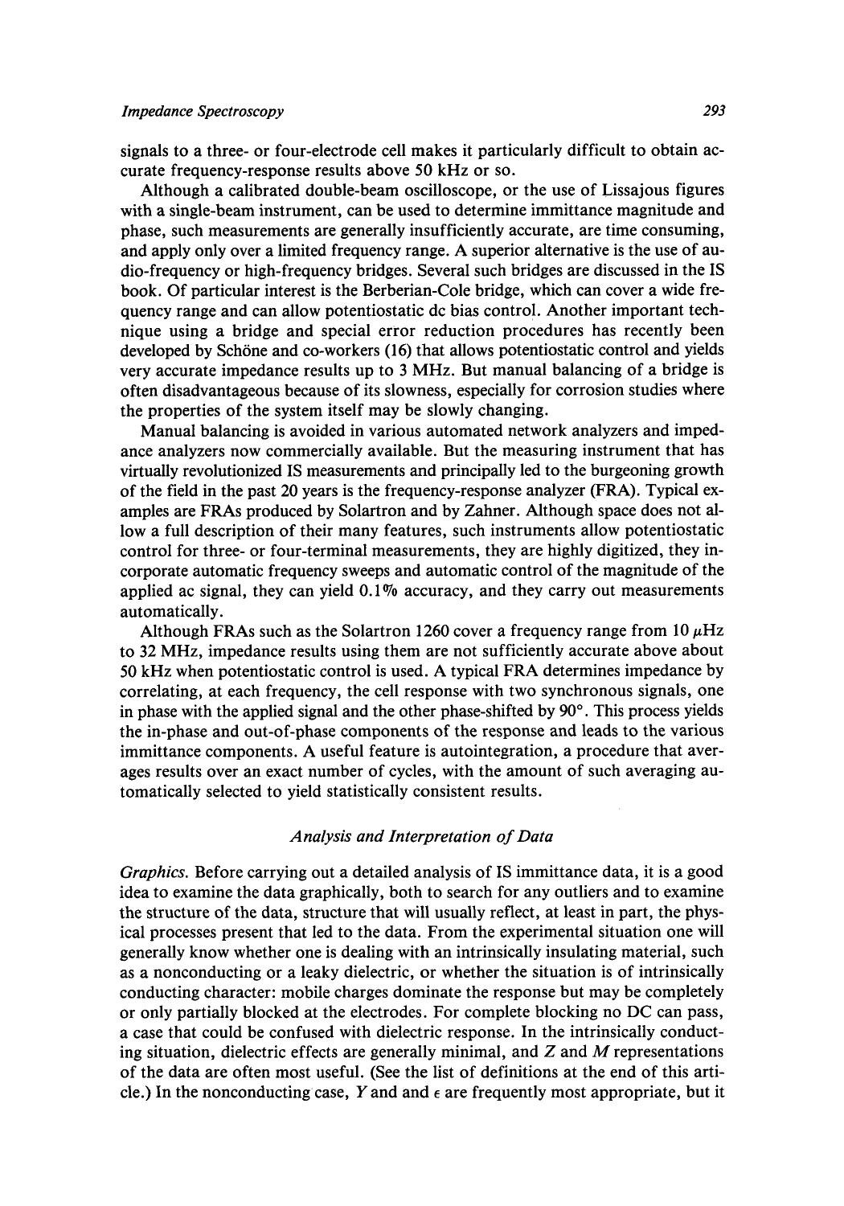signals to a three- or four-electrode cell makes it particularly difficult to obtain accurate frequency-response results above 50 kHz or so.

Although a calibrated double-beam oscilloscope, or the use of Lissajous figures with a single-beam instrument, can be used to determine immittance magnitude and phase, such measurements are generally insufficiently accurate, are time consuming, and apply only over a limited frequency range. A superior alternative is the use of audio-frequency or high-frequency bridges. Several such bridges are discussed in the IS book. Of particular interest is the Berberian-Cole bridge, which can cover a wide frequency range and can allow potentiostatic dc bias control. Another important technique using a bridge and special error reduction procedures has recently been developed by Schöne and co-workers (16) that allows potentiostatic control and yields very accurate impedance results up to 3 MHz. But manual balancing of a bridge is often disadvantageous because of its slowness, especially for corrosion studies where the properties of the system itself may be slowly changing.

Manual balancing is avoided in various automated network analyzers and impedance analyzers now commercially available. But the measuring instrument that has virtually revolutionized IS measurements and principally led to the burgeoning growth of the field in the past 20 years is the frequency-response analyzer (FRA). Typical examples are FRAs produced by Solartron and by Zahner. Although space does not allow a full description of their many features, such instruments allow potentiostatic control for three- or four-terminal measurements, they are highly digitized, they incorporate automatic frequency sweeps and automatic control of the magnitude of the applied ac signal, they can yield 0.1% accuracy, and they carry out measurements automatically.

Although FRAs such as the Solartron 1260 cover a frequency range from 10 $\mu$Hz to 32 MHz, impedance results using them are not sufficiently accurate above about 50 kHz when potentiostatic control is used. A typical FRA determines impedance by correlating, at each frequency, the cell response with two synchronous signals, one in phase with the applied signal and the other phase-shifted by 90°. This process yields the in-phase and out-of-phase components of the response and leads to the various immittance components. A useful feature is autointegration, a procedure that averages results over an exact number of cycles, with the amount of such averaging automatically selected to yield statistically consistent results.

### *Analysis and Interpretation of Data*

*Graphics.* Before carrying out a detailed analysis of IS immittance data, it is a good idea to examine the data graphically, both to search for any outliers and to examine the structure of the data, structure that will usually reflect, at least in part, the physical processes present that led to the data. From the experimental situation one will generally know whether one is dealing with an intrinsically insulating material, such as a nonconducting or a leaky dielectric, or whether the situation is of intrinsically conducting character: mobile charges dominate the response but may be completely or only partially blocked at the electrodes. For complete blocking no DC can pass, a case that could be confused with dielectric response. In the intrinsically conducting situation, dielectric effects are generally minimal, and $Z$ and $M$ representations of the data are often most useful. (See the list of definitions at the end of this article.) In the nonconducting case, $Y$ and and $\epsilon$ are frequently most appropriate, but it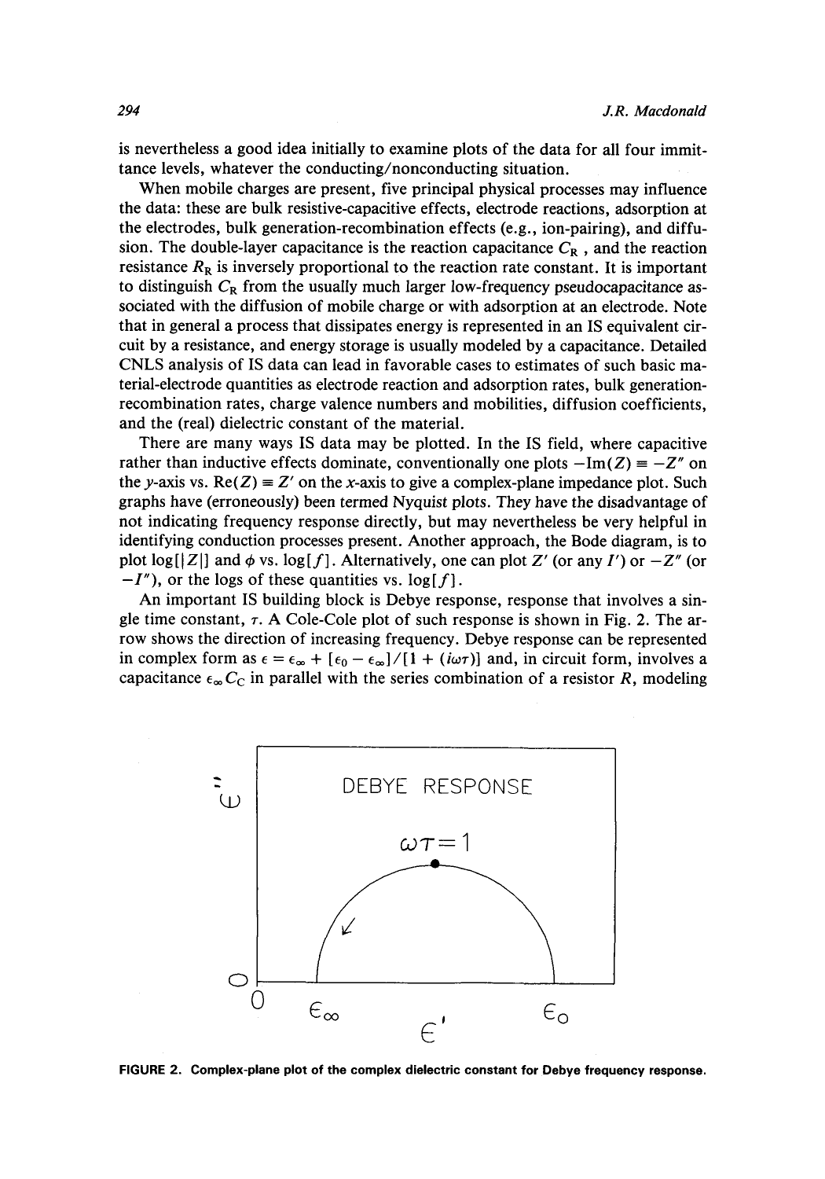is nevertheless a good idea initially to examine plots of the data for all four immittance levels, whatever the conducting/nonconducting situation.

When mobile charges are present, five principal physical processes may influence the data: these are bulk resistive-capacitive effects, electrode reactions, adsorption at the electrodes, bulk generation-recombination effects (e.g., ion-pairing), and diffusion. The double-layer capacitance is the reaction capacitance $C_R$, and the reaction resistance $R_R$ is inversely proportional to the reaction rate constant. It is important to distinguish $C_R$ from the usually much larger low-frequency pseudocapacitance associated with the diffusion of mobile charge or with adsorption at an electrode. Note that in general a process that dissipates energy is represented in an IS equivalent circuit by a resistance, and energy storage is usually modeled by a capacitance. Detailed CNLS analysis of IS data can lead in favorable cases to estimates of such basic material-electrode quantities as electrode reaction and adsorption rates, bulk generation-recombination rates, charge valence numbers and mobilities, diffusion coefficients, and the (real) dielectric constant of the material.

There are many ways IS data may be plotted. In the IS field, where capacitive rather than inductive effects dominate, conventionally one plots $-\mathrm{Im}(Z) \equiv -Z''$ on the $y$-axis vs. $\mathrm{Re}(Z) \equiv Z'$ on the $x$-axis to give a complex-plane impedance plot. Such graphs have (erroneously) been termed Nyquist plots. They have the disadvantage of not indicating frequency response directly, but may nevertheless be very helpful in identifying conduction processes present. Another approach, the Bode diagram, is to plot $\log[|Z|]$ and $\phi$ vs. $\log[f]$. Alternatively, one can plot $Z'$ (or any $I'$) or $-Z''$ (or $-I''$), or the logs of these quantities vs. $\log[f]$.

An important IS building block is Debye response, response that involves a single time constant, $\tau$. A Cole-Cole plot of such response is shown in Fig. 2. The arrow shows the direction of increasing frequency. Debye response can be represented in complex form as $\epsilon = \epsilon_\infty + [\epsilon_0 - \epsilon_\infty]/[1 + (i\omega\tau)]$ and, in circuit form, involves a capacitance $\epsilon_\infty C_C$ in parallel with the series combination of a resistor $R$, modeling

**FIGURE 2. Complex-plane plot of the complex dielectric constant for Debye frequency response.**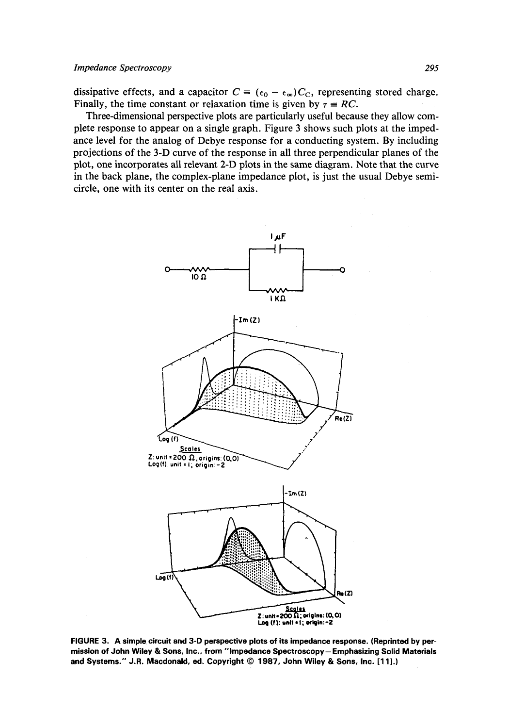dissipative effects, and a capacitor $C \equiv (\epsilon_0 - \epsilon_\infty)C_C$, representing stored charge. Finally, the time constant or relaxation time is given by $\tau \equiv RC$.

Three-dimensional perspective plots are particularly useful because they allow complete response to appear on a single graph. Figure 3 shows such plots at the impedance level for the analog of Debye response for a conducting system. By including projections of the 3-D curve of the response in all three perpendicular planes of the plot, one incorporates all relevant 2-D plots in the same diagram. Note that the curve in the back plane, the complex-plane impedance plot, is just the usual Debye semicircle, one with its center on the real axis.

**FIGURE 3.** A simple circuit and 3-D perspective plots of its impedance response. (Reprinted by permission of John Wiley & Sons, Inc., from "Impedance Spectroscopy—Emphasizing Solid Materials and Systems." J.R. Macdonald, ed. Copyright © 1987, John Wiley & Sons, Inc. [11].)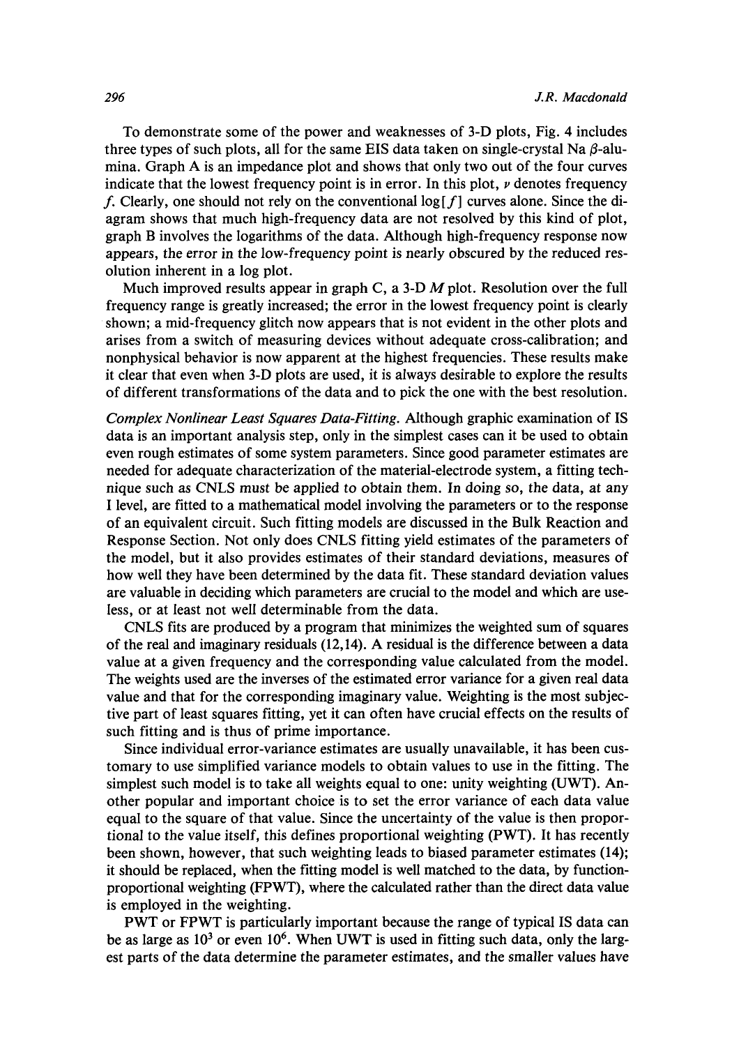To demonstrate some of the power and weaknesses of 3-D plots, Fig. 4 includes three types of such plots, all for the same EIS data taken on single-crystal Na $\beta$-alumina. Graph A is an impedance plot and shows that only two out of the four curves indicate that the lowest frequency point is in error. In this plot, $\nu$ denotes frequency $f$. Clearly, one should not rely on the conventional $\log[f]$ curves alone. Since the diagram shows that much high-frequency data are not resolved by this kind of plot, graph B involves the logarithms of the data. Although high-frequency response now appears, the error in the low-frequency point is nearly obscured by the reduced resolution inherent in a log plot.

Much improved results appear in graph C, a 3-D $M$ plot. Resolution over the full frequency range is greatly increased; the error in the lowest frequency point is clearly shown; a mid-frequency glitch now appears that is not evident in the other plots and arises from a switch of measuring devices without adequate cross-calibration; and nonphysical behavior is now apparent at the highest frequencies. These results make it clear that even when 3-D plots are used, it is always desirable to explore the results of different transformations of the data and to pick the one with the best resolution.

*Complex Nonlinear Least Squares Data-Fitting.* Although graphic examination of IS data is an important analysis step, only in the simplest cases can it be used to obtain even rough estimates of some system parameters. Since good parameter estimates are needed for adequate characterization of the material-electrode system, a fitting technique such as CNLS must be applied to obtain them. In doing so, the data, at any I level, are fitted to a mathematical model involving the parameters or to the response of an equivalent circuit. Such fitting models are discussed in the Bulk Reaction and Response Section. Not only does CNLS fitting yield estimates of the parameters of the model, but it also provides estimates of their standard deviations, measures of how well they have been determined by the data fit. These standard deviation values are valuable in deciding which parameters are crucial to the model and which are useless, or at least not well determinable from the data.

CNLS fits are produced by a program that minimizes the weighted sum of squares of the real and imaginary residuals (12,14). A residual is the difference between a data value at a given frequency and the corresponding value calculated from the model. The weights used are the inverses of the estimated error variance for a given real data value and that for the corresponding imaginary value. Weighting is the most subjective part of least squares fitting, yet it can often have crucial effects on the results of such fitting and is thus of prime importance.

Since individual error-variance estimates are usually unavailable, it has been customary to use simplified variance models to obtain values to use in the fitting. The simplest such model is to take all weights equal to one: unity weighting (UWT). Another popular and important choice is to set the error variance of each data value equal to the square of that value. Since the uncertainty of the value is then proportional to the value itself, this defines proportional weighting (PWT). It has recently been shown, however, that such weighting leads to biased parameter estimates (14); it should be replaced, when the fitting model is well matched to the data, by function-proportional weighting (FPWT), where the calculated rather than the direct data value is employed in the weighting.

PWT or FPWT is particularly important because the range of typical IS data can be as large as $10^3$ or even $10^6$. When UWT is used in fitting such data, only the largest parts of the data determine the parameter estimates, and the smaller values have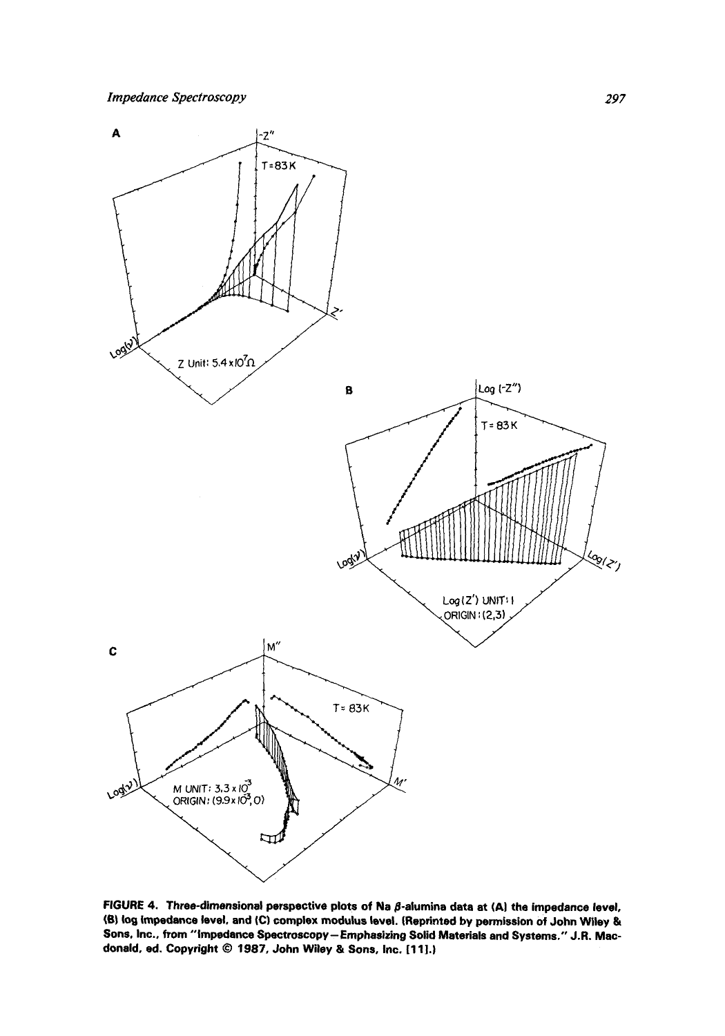**FIGURE 4. Three-dimensional perspective plots of Na β-alumina data at (A) the impedance level, (B) log impedance level, and (C) complex modulus level. (Reprinted by permission of John Wiley & Sons, Inc., from "Impedance Spectroscopy—Emphasizing Solid Materials and Systems." J.R. Macdonald, ed. Copyright © 1987, John Wiley & Sons, Inc. [11].)**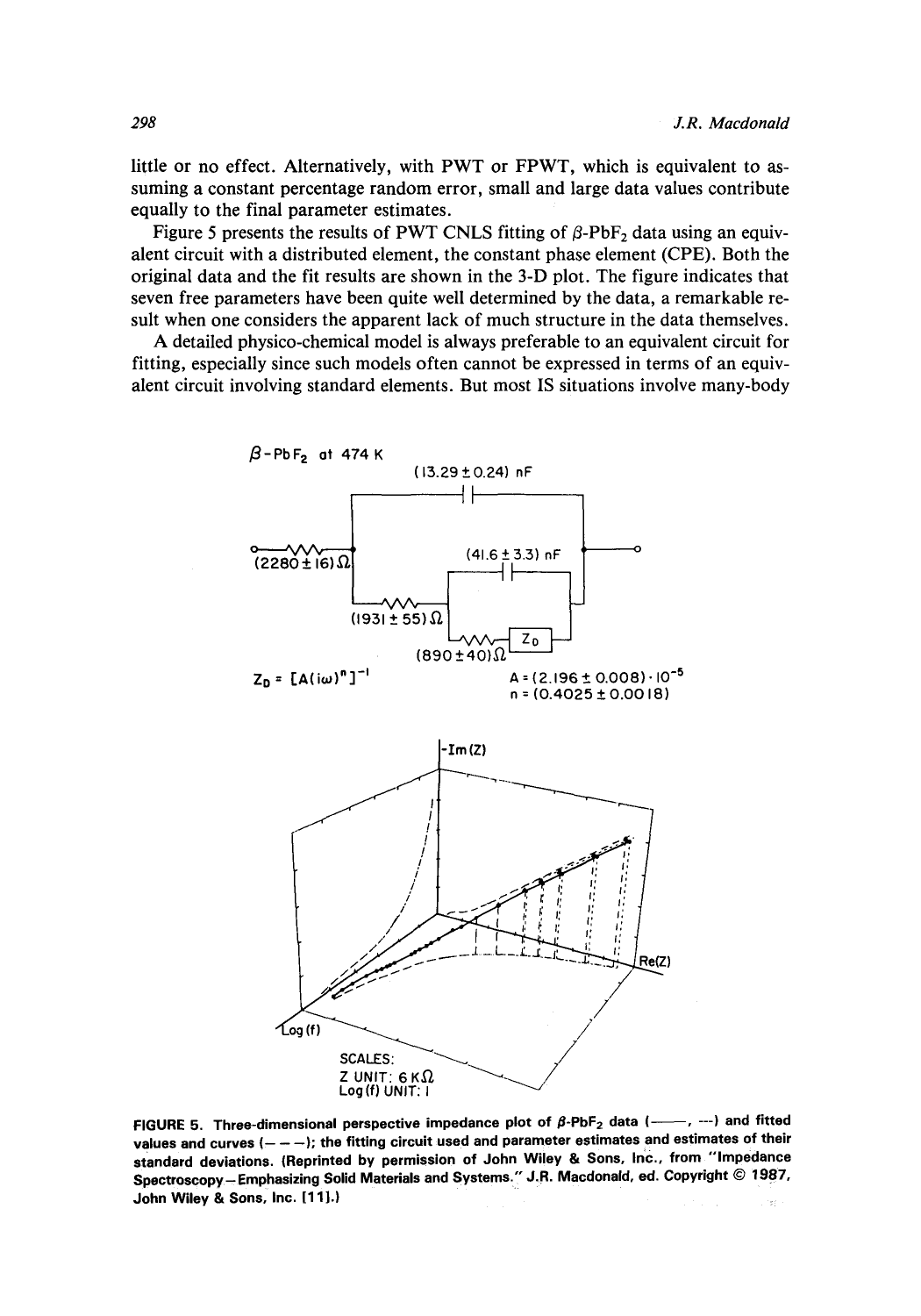little or no effect. Alternatively, with PWT or FPWT, which is equivalent to assuming a constant percentage random error, small and large data values contribute equally to the final parameter estimates.

Figure 5 presents the results of PWT CNLS fitting of $\beta$-$PbF_2$ data using an equivalent circuit with a distributed element, the constant phase element (CPE). Both the original data and the fit results are shown in the 3-D plot. The figure indicates that seven free parameters have been quite well determined by the data, a remarkable result when one considers the apparent lack of much structure in the data themselves.

A detailed physico-chemical model is always preferable to an equivalent circuit for fitting, especially since such models often cannot be expressed in terms of an equivalent circuit involving standard elements. But most IS situations involve many-body

$\beta$-$PbF_2$ at 474 K

(13.29 ± 0.24) nF

(2280 ± 16) Ω

(41.6 ± 3.3) nF

(1931 ± 55) Ω

(890 ± 40) Ω

$Z_D$

$Z_D = [A(i\omega)^n]^{-1}$

$A = (2.196 \pm 0.008) \cdot 10^{-5}$

$n = (0.4025 \pm 0.0018)$

-Im(Z)

Re(Z)

Log(f)

SCALES:
Z UNIT: 6 KΩ
Log(f) UNIT: 1

**FIGURE 5. Three-dimensional perspective impedance plot of $\beta$-$PbF_2$ data (——, ---) and fitted values and curves (— — —); the fitting circuit used and parameter estimates and estimates of their standard deviations. (Reprinted by permission of John Wiley & Sons, Inc., from "Impedance Spectroscopy—Emphasizing Solid Materials and Systems." J.R. Macdonald, ed. Copyright © 1987, John Wiley & Sons, Inc. [11].)**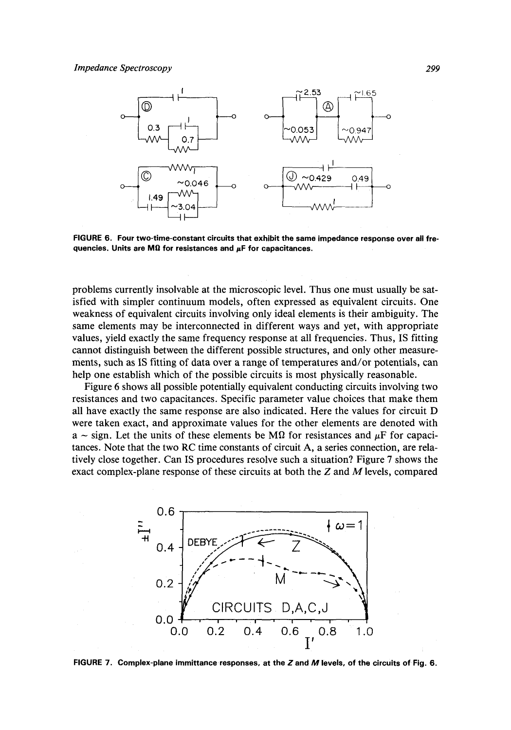FIGURE 6. Four two-time-constant circuits that exhibit the same impedance response over all frequencies. Units are MΩ for resistances and μF for capacitances.

problems currently insolvable at the microscopic level. Thus one must usually be satisfied with simpler continuum models, often expressed as equivalent circuits. One weakness of equivalent circuits involving only ideal elements is their ambiguity. The same elements may be interconnected in different ways and yet, with appropriate values, yield exactly the same frequency response at all frequencies. Thus, IS fitting cannot distinguish between the different possible structures, and only other measurements, such as IS fitting of data over a range of temperatures and/or potentials, can help one establish which of the possible circuits is most physically reasonable.

Figure 6 shows all possible potentially equivalent conducting circuits involving two resistances and two capacitances. Specific parameter value choices that make them all have exactly the same response are also indicated. Here the values for circuit D were taken exact, and approximate values for the other elements are denoted with a ~ sign. Let the units of these elements be MΩ for resistances and μF for capacitances. Note that the two RC time constants of circuit A, a series connection, are relatively close together. Can IS procedures resolve such a situation? Figure 7 shows the exact complex-plane response of these circuits at both the $Z$ and $M$ levels, compared

FIGURE 7. Complex-plane immittance responses, at the $Z$ and $M$ levels, of the circuits of Fig. 6.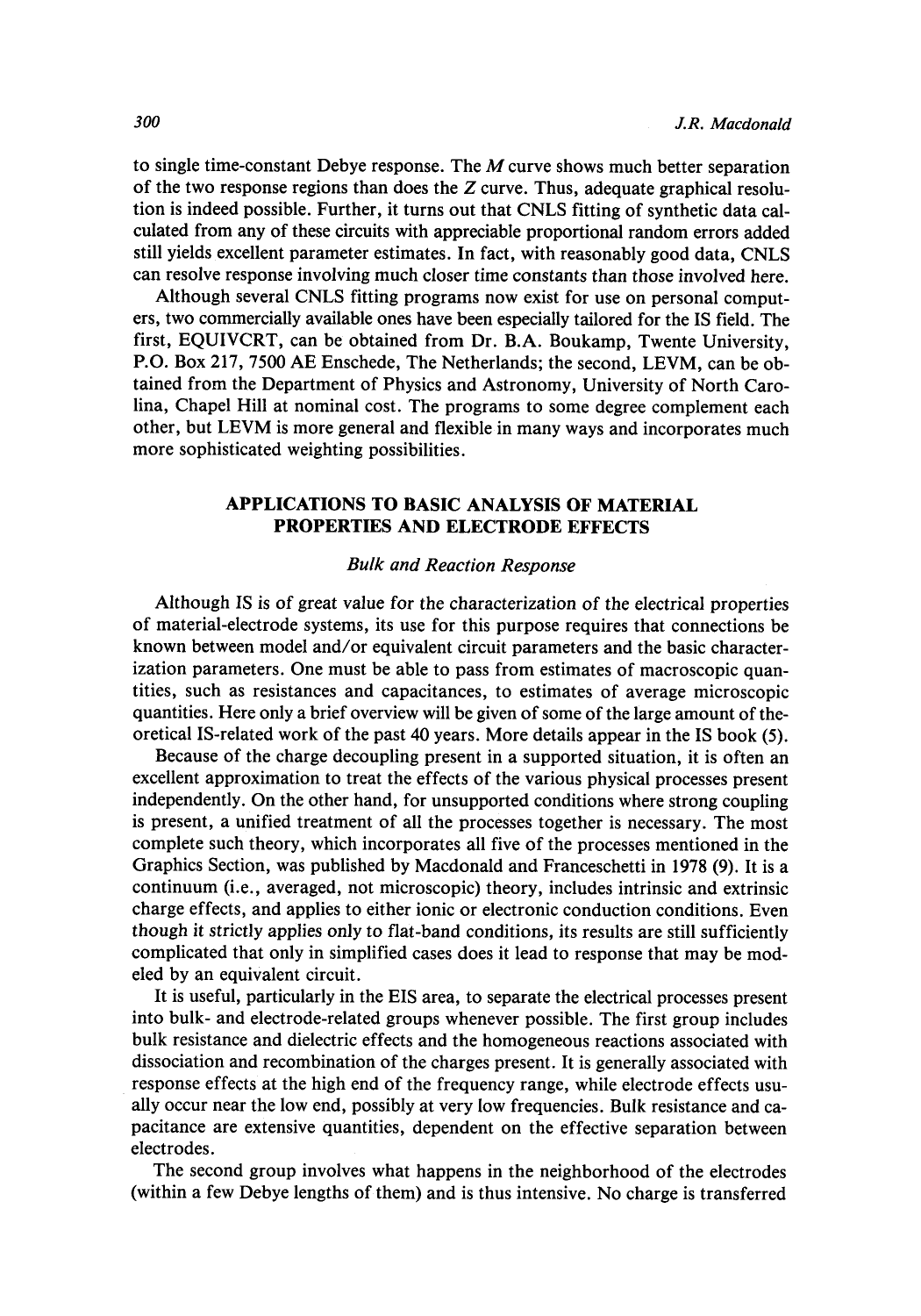to single time-constant Debye response. The $M$ curve shows much better separation of the two response regions than does the $Z$ curve. Thus, adequate graphical resolution is indeed possible. Further, it turns out that CNLS fitting of synthetic data calculated from any of these circuits with appreciable proportional random errors added still yields excellent parameter estimates. In fact, with reasonably good data, CNLS can resolve response involving much closer time constants than those involved here.

Although several CNLS fitting programs now exist for use on personal computers, two commercially available ones have been especially tailored for the IS field. The first, EQUIVCRT, can be obtained from Dr. B.A. Boukamp, Twente University, P.O. Box 217, 7500 AE Enschede, The Netherlands; the second, LEVM, can be obtained from the Department of Physics and Astronomy, University of North Carolina, Chapel Hill at nominal cost. The programs to some degree complement each other, but LEVM is more general and flexible in many ways and incorporates much more sophisticated weighting possibilities.

## APPLICATIONS TO BASIC ANALYSIS OF MATERIAL PROPERTIES AND ELECTRODE EFFECTS

### *Bulk and Reaction Response*

Although IS is of great value for the characterization of the electrical properties of material-electrode systems, its use for this purpose requires that connections be known between model and/or equivalent circuit parameters and the basic characterization parameters. One must be able to pass from estimates of macroscopic quantities, such as resistances and capacitances, to estimates of average microscopic quantities. Here only a brief overview will be given of some of the large amount of theoretical IS-related work of the past 40 years. More details appear in the IS book (5).

Because of the charge decoupling present in a supported situation, it is often an excellent approximation to treat the effects of the various physical processes present independently. On the other hand, for unsupported conditions where strong coupling is present, a unified treatment of all the processes together is necessary. The most complete such theory, which incorporates all five of the processes mentioned in the Graphics Section, was published by Macdonald and Franceschetti in 1978 (9). It is a continuum (i.e., averaged, not microscopic) theory, includes intrinsic and extrinsic charge effects, and applies to either ionic or electronic conduction conditions. Even though it strictly applies only to flat-band conditions, its results are still sufficiently complicated that only in simplified cases does it lead to response that may be modeled by an equivalent circuit.

It is useful, particularly in the EIS area, to separate the electrical processes present into bulk- and electrode-related groups whenever possible. The first group includes bulk resistance and dielectric effects and the homogeneous reactions associated with dissociation and recombination of the charges present. It is generally associated with response effects at the high end of the frequency range, while electrode effects usually occur near the low end, possibly at very low frequencies. Bulk resistance and capacitance are extensive quantities, dependent on the effective separation between electrodes.

The second group involves what happens in the neighborhood of the electrodes (within a few Debye lengths of them) and is thus intensive. No charge is transferred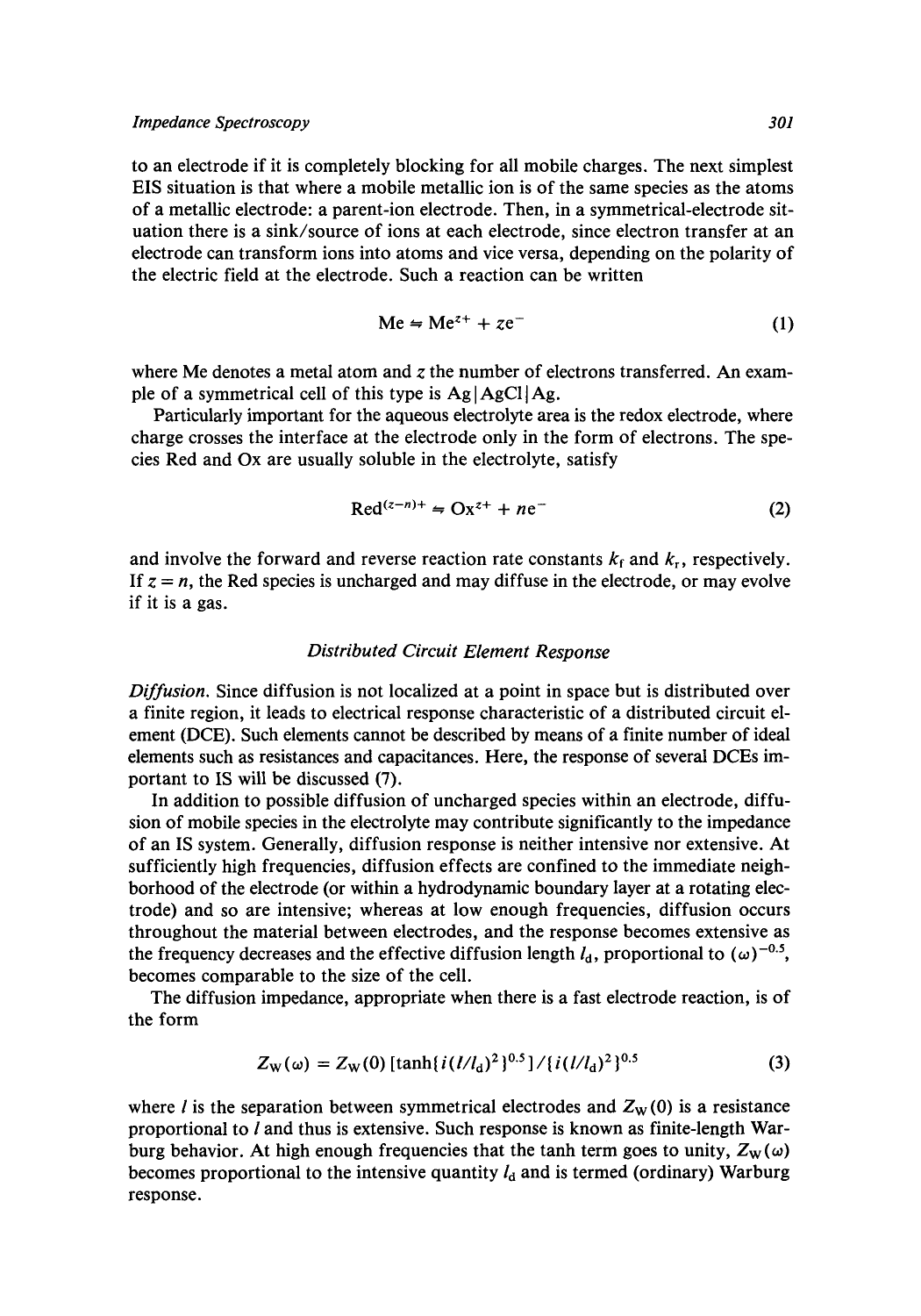to an electrode if it is completely blocking for all mobile charges. The next simplest EIS situation is that where a mobile metallic ion is of the same species as the atoms of a metallic electrode: a parent-ion electrode. Then, in a symmetrical-electrode situation there is a sink/source of ions at each electrode, since electron transfer at an electrode can transform ions into atoms and vice versa, depending on the polarity of the electric field at the electrode. Such a reaction can be written

$$\mathrm{Me} \rightleftharpoons \mathrm{Me}^{z+} + ze^- \tag{1}$$

where Me denotes a metal atom and $z$ the number of electrons transferred. An example of a symmetrical cell of this type is Ag|AgCl|Ag.

Particularly important for the aqueous electrolyte area is the redox electrode, where charge crosses the interface at the electrode only in the form of electrons. The species Red and Ox are usually soluble in the electrolyte, satisfy

$$\mathrm{Red}^{(z-n)+} \rightleftharpoons \mathrm{Ox}^{z+} + ne^- \tag{2}$$

and involve the forward and reverse reaction rate constants $k_f$ and $k_r$, respectively. If $z = n$, the Red species is uncharged and may diffuse in the electrode, or may evolve if it is a gas.

### *Distributed Circuit Element Response*

*Diffusion.* Since diffusion is not localized at a point in space but is distributed over a finite region, it leads to electrical response characteristic of a distributed circuit element (DCE). Such elements cannot be described by means of a finite number of ideal elements such as resistances and capacitances. Here, the response of several DCEs important to IS will be discussed (7).

In addition to possible diffusion of uncharged species within an electrode, diffusion of mobile species in the electrolyte may contribute significantly to the impedance of an IS system. Generally, diffusion response is neither intensive nor extensive. At sufficiently high frequencies, diffusion effects are confined to the immediate neighborhood of the electrode (or within a hydrodynamic boundary layer at a rotating electrode) and so are intensive; whereas at low enough frequencies, diffusion occurs throughout the material between electrodes, and the response becomes extensive as the frequency decreases and the effective diffusion length $l_d$, proportional to $(\omega)^{-0.5}$, becomes comparable to the size of the cell.

The diffusion impedance, appropriate when there is a fast electrode reaction, is of the form

$$Z_W(\omega) = Z_W(0)\,[\tanh\{i(l/l_d)^2\}^{0.5}]/\{i(l/l_d)^2\}^{0.5} \tag{3}$$

where $l$ is the separation between symmetrical electrodes and $Z_W(0)$ is a resistance proportional to $l$ and thus is extensive. Such response is known as finite-length Warburg behavior. At high enough frequencies that the tanh term goes to unity, $Z_W(\omega)$ becomes proportional to the intensive quantity $l_d$ and is termed (ordinary) Warburg response.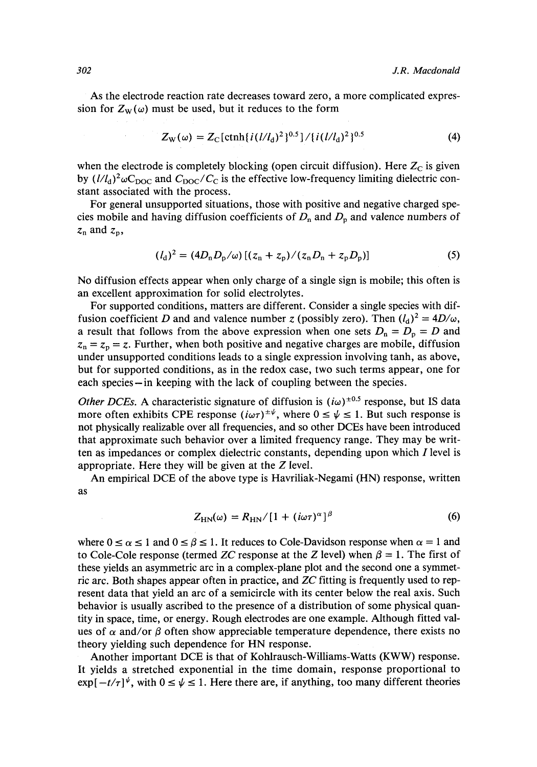As the electrode reaction rate decreases toward zero, a more complicated expression for $Z_W(\omega)$ must be used, but it reduces to the form

$$Z_W(\omega) = Z_C[\text{ctnh}\{i(l/l_d)^2\}^{0.5}]/\{i(l/l_d)^2\}^{0.5} \tag{4}$$

when the electrode is completely blocking (open circuit diffusion). Here $Z_C$ is given by $(l/l_d)^2\omega C_{DOC}$ and $C_{DOC}/C_C$ is the effective low-frequency limiting dielectric constant associated with the process.

For general unsupported situations, those with positive and negative charged species mobile and having diffusion coefficients of $D_n$ and $D_p$ and valence numbers of $z_n$ and $z_p$,

$$(l_d)^2 = (4D_nD_p/\omega)[(z_n + z_p)/(z_nD_n + z_pD_p)] \tag{5}$$

No diffusion effects appear when only charge of a single sign is mobile; this often is an excellent approximation for solid electrolytes.

For supported conditions, matters are different. Consider a single species with diffusion coefficient $D$ and and valence number $z$ (possibly zero). Then $(l_d)^2 = 4D/\omega$, a result that follows from the above expression when one sets $D_n = D_p = D$ and $z_n = z_p = z$. Further, when both positive and negative charges are mobile, diffusion under unsupported conditions leads to a single expression involving tanh, as above, but for supported conditions, as in the redox case, two such terms appear, one for each species—in keeping with the lack of coupling between the species.

*Other DCEs.* A characteristic signature of diffusion is $(i\omega)^{\pm 0.5}$ response, but IS data more often exhibits CPE response $(i\omega\tau)^{\pm\psi}$, where $0 \leq \psi \leq 1$. But such response is not physically realizable over all frequencies, and so other DCEs have been introduced that approximate such behavior over a limited frequency range. They may be written as impedances or complex dielectric constants, depending upon which $I$ level is appropriate. Here they will be given at the $Z$ level.

An empirical DCE of the above type is Havriliak-Negami (HN) response, written as

$$Z_{HN}(\omega) = R_{HN}/[1 + (i\omega\tau)^\alpha]^\beta \tag{6}$$

where $0 \leq \alpha \leq 1$ and $0 \leq \beta \leq 1$. It reduces to Cole-Davidson response when $\alpha = 1$ and to Cole-Cole response (termed *ZC* response at the $Z$ level) when $\beta = 1$. The first of these yields an asymmetric arc in a complex-plane plot and the second one a symmetric arc. Both shapes appear often in practice, and *ZC* fitting is frequently used to represent data that yield an arc of a semicircle with its center below the real axis. Such behavior is usually ascribed to the presence of a distribution of some physical quantity in space, time, or energy. Rough electrodes are one example. Although fitted values of $\alpha$ and/or $\beta$ often show appreciable temperature dependence, there exists no theory yielding such dependence for HN response.

Another important DCE is that of Kohlrausch-Williams-Watts (KWW) response. It yields a stretched exponential in the time domain, response proportional to $\exp[-t/\tau]^\psi$, with $0 \leq \psi \leq 1$. Here there are, if anything, too many different theories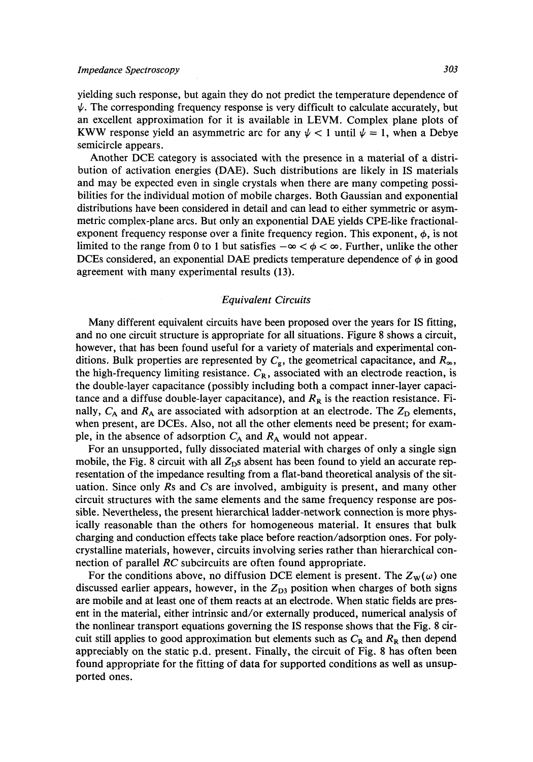yielding such response, but again they do not predict the temperature dependence of $\psi$. The corresponding frequency response is very difficult to calculate accurately, but an excellent approximation for it is available in LEVM. Complex plane plots of KWW response yield an asymmetric arc for any $\psi < 1$ until $\psi = 1$, when a Debye semicircle appears.

Another DCE category is associated with the presence in a material of a distribution of activation energies (DAE). Such distributions are likely in IS materials and may be expected even in single crystals when there are many competing possibilities for the individual motion of mobile charges. Both Gaussian and exponential distributions have been considered in detail and can lead to either symmetric or asymmetric complex-plane arcs. But only an exponential DAE yields CPE-like fractional-exponent frequency response over a finite frequency region. This exponent, $\phi$, is not limited to the range from 0 to 1 but satisfies $-\infty < \phi < \infty$. Further, unlike the other DCEs considered, an exponential DAE predicts temperature dependence of $\phi$ in good agreement with many experimental results (13).

### *Equivalent Circuits*

Many different equivalent circuits have been proposed over the years for IS fitting, and no one circuit structure is appropriate for all situations. Figure 8 shows a circuit, however, that has been found useful for a variety of materials and experimental conditions. Bulk properties are represented by $C_g$, the geometrical capacitance, and $R_\infty$, the high-frequency limiting resistance. $C_R$, associated with an electrode reaction, is the double-layer capacitance (possibly including both a compact inner-layer capacitance and a diffuse double-layer capacitance), and $R_R$ is the reaction resistance. Finally, $C_A$ and $R_A$ are associated with adsorption at an electrode. The $Z_D$ elements, when present, are DCEs. Also, not all the other elements need be present; for example, in the absence of adsorption $C_A$ and $R_A$ would not appear.

For an unsupported, fully dissociated material with charges of only a single sign mobile, the Fig. 8 circuit with all $Z_D$s absent has been found to yield an accurate representation of the impedance resulting from a flat-band theoretical analysis of the situation. Since only $R$s and $C$s are involved, ambiguity is present, and many other circuit structures with the same elements and the same frequency response are possible. Nevertheless, the present hierarchical ladder-network connection is more physically reasonable than the others for homogeneous material. It ensures that bulk charging and conduction effects take place before reaction/adsorption ones. For polycrystalline materials, however, circuits involving series rather than hierarchical connection of parallel $RC$ subcircuits are often found appropriate.

For the conditions above, no diffusion DCE element is present. The $Z_W(\omega)$ one discussed earlier appears, however, in the $Z_{D3}$ position when charges of both signs are mobile and at least one of them reacts at an electrode. When static fields are present in the material, either intrinsic and/or externally produced, numerical analysis of the nonlinear transport equations governing the IS response shows that the Fig. 8 circuit still applies to good approximation but elements such as $C_R$ and $R_R$ then depend appreciably on the static p.d. present. Finally, the circuit of Fig. 8 has often been found appropriate for the fitting of data for supported conditions as well as unsupported ones.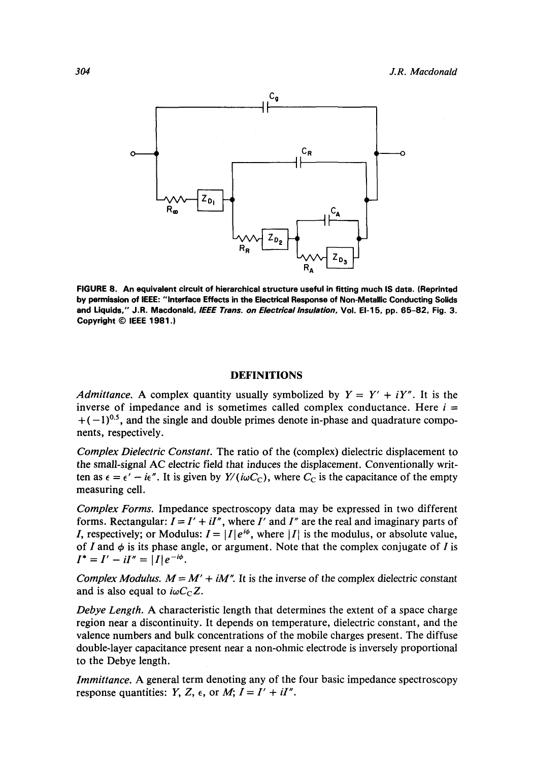FIGURE 8. An equivalent circuit of hierarchical structure useful in fitting much IS data. (Reprinted by permission of IEEE: "Interface Effects in the Electrical Response of Non-Metallic Conducting Solids and Liquids," J.R. Macdonald, *IEEE Trans. on Electrical Insulation*, Vol. EI-15, pp. 65–82, Fig. 3. Copyright © IEEE 1981.)

## DEFINITIONS

*Admittance.* A complex quantity usually symbolized by $Y = Y' + iY''$. It is the inverse of impedance and is sometimes called complex conductance. Here $i = +(-1)^{0.5}$, and the single and double primes denote in-phase and quadrature components, respectively.

*Complex Dielectric Constant.* The ratio of the (complex) dielectric displacement to the small-signal AC electric field that induces the displacement. Conventionally written as $\epsilon = \epsilon' - i\epsilon''$. It is given by $Y/(i\omega C_C)$, where $C_C$ is the capacitance of the empty measuring cell.

*Complex Forms.* Impedance spectroscopy data may be expressed in two different forms. Rectangular: $I = I' + iI''$, where $I'$ and $I''$ are the real and imaginary parts of $I$, respectively; or Modulus: $I = |I|e^{i\phi}$, where $|I|$ is the modulus, or absolute value, of $I$ and $\phi$ is its phase angle, or argument. Note that the complex conjugate of $I$ is $I^* = I' - iI'' = |I|e^{-i\phi}$.

*Complex Modulus.* $M = M' + iM''$. It is the inverse of the complex dielectric constant and is also equal to $i\omega C_C Z$.

*Debye Length.* A characteristic length that determines the extent of a space charge region near a discontinuity. It depends on temperature, dielectric constant, and the valence numbers and bulk concentrations of the mobile charges present. The diffuse double-layer capacitance present near a non-ohmic electrode is inversely proportional to the Debye length.

*Immittance.* A general term denoting any of the four basic impedance spectroscopy response quantities: $Y$, $Z$, $\epsilon$, or $M$; $I = I' + iI''$.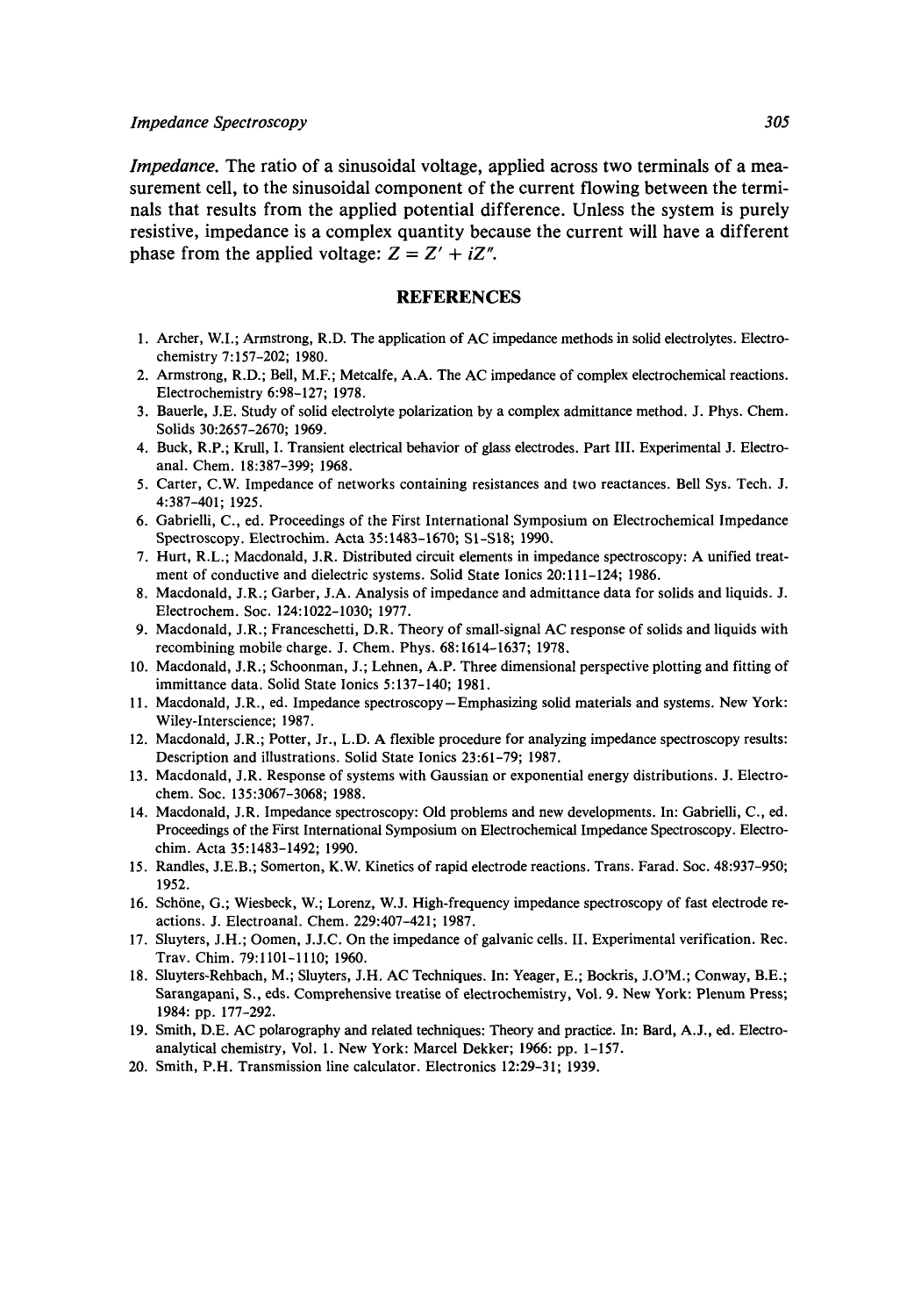*Impedance*. The ratio of a sinusoidal voltage, applied across two terminals of a measurement cell, to the sinusoidal component of the current flowing between the terminals that results from the applied potential difference. Unless the system is purely resistive, impedance is a complex quantity because the current will have a different phase from the applied voltage: $Z = Z' + iZ''$.

## REFERENCES

1. Archer, W.I.; Armstrong, R.D. The application of AC impedance methods in solid electrolytes. Electrochemistry 7:157–202; 1980.
2. Armstrong, R.D.; Bell, M.F.; Metcalfe, A.A. The AC impedance of complex electrochemical reactions. Electrochemistry 6:98–127; 1978.
3. Bauerle, J.E. Study of solid electrolyte polarization by a complex admittance method. J. Phys. Chem. Solids 30:2657–2670; 1969.
4. Buck, R.P.; Krull, I. Transient electrical behavior of glass electrodes. Part III. Experimental J. Electroanal. Chem. 18:387–399; 1968.
5. Carter, C.W. Impedance of networks containing resistances and two reactances. Bell Sys. Tech. J. 4:387–401; 1925.
6. Gabrielli, C., ed. Proceedings of the First International Symposium on Electrochemical Impedance Spectroscopy. Electrochim. Acta 35:1483–1670; S1–S18; 1990.
7. Hurt, R.L.; Macdonald, J.R. Distributed circuit elements in impedance spectroscopy: A unified treatment of conductive and dielectric systems. Solid State Ionics 20:111–124; 1986.
8. Macdonald, J.R.; Garber, J.A. Analysis of impedance and admittance data for solids and liquids. J. Electrochem. Soc. 124:1022–1030; 1977.
9. Macdonald, J.R.; Franceschetti, D.R. Theory of small-signal AC response of solids and liquids with recombining mobile charge. J. Chem. Phys. 68:1614–1637; 1978.
10. Macdonald, J.R.; Schoonman, J.; Lehnen, A.P. Three dimensional perspective plotting and fitting of immittance data. Solid State Ionics 5:137–140; 1981.
11. Macdonald, J.R., ed. Impedance spectroscopy—Emphasizing solid materials and systems. New York: Wiley-Interscience; 1987.
12. Macdonald, J.R.; Potter, Jr., L.D. A flexible procedure for analyzing impedance spectroscopy results: Description and illustrations. Solid State Ionics 23:61–79; 1987.
13. Macdonald, J.R. Response of systems with Gaussian or exponential energy distributions. J. Electrochem. Soc. 135:3067–3068; 1988.
14. Macdonald, J.R. Impedance spectroscopy: Old problems and new developments. In: Gabrielli, C., ed. Proceedings of the First International Symposium on Electrochemical Impedance Spectroscopy. Electrochim. Acta 35:1483–1492; 1990.
15. Randles, J.E.B.; Somerton, K.W. Kinetics of rapid electrode reactions. Trans. Farad. Soc. 48:937–950; 1952.
16. Schöne, G.; Wiesbeck, W.; Lorenz, W.J. High-frequency impedance spectroscopy of fast electrode reactions. J. Electroanal. Chem. 229:407–421; 1987.
17. Sluyters, J.H.; Oomen, J.J.C. On the impedance of galvanic cells. II. Experimental verification. Rec. Trav. Chim. 79:1101–1110; 1960.
18. Sluyters-Rehbach, M.; Sluyters, J.H. AC Techniques. In: Yeager, E.; Bockris, J.O'M.; Conway, B.E.; Sarangapani, S., eds. Comprehensive treatise of electrochemistry, Vol. 9. New York: Plenum Press; 1984: pp. 177–292.
19. Smith, D.E. AC polarography and related techniques: Theory and practice. In: Bard, A.J., ed. Electroanalytical chemistry, Vol. 1. New York: Marcel Dekker; 1966: pp. 1–157.
20. Smith, P.H. Transmission line calculator. Electronics 12:29–31; 1939.